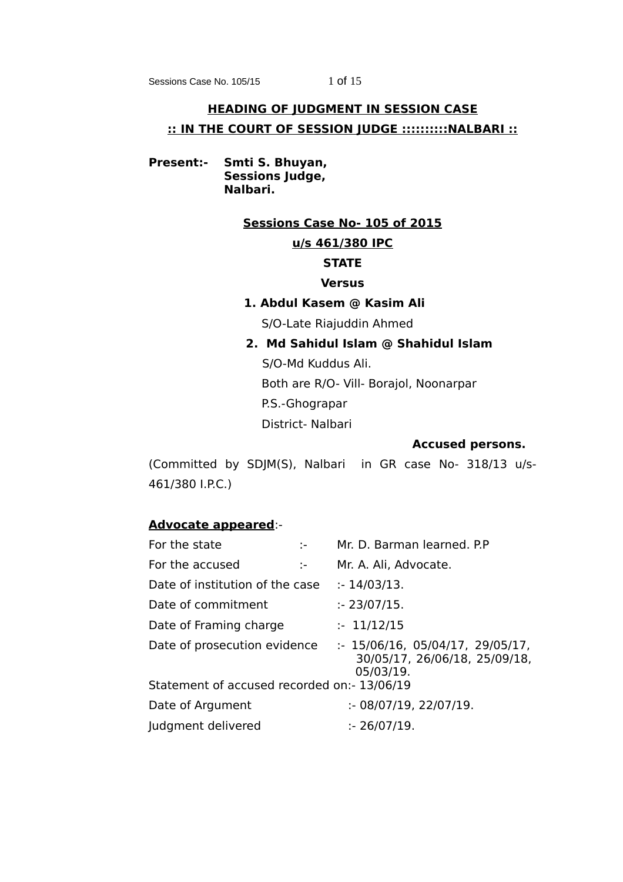## HEADING OF JUDGMENT IN SESSION CASE

## :: IN THE COURT OF SESSION JUDGE :::::::::NALBARI ::

**Present:-** **Smti S. Bhuyan,**
**Sessions Judge,**
**Nalbari.**

**Sessions Case No- 105 of 2015**

**u/s 461/380 IPC**

**STATE**

**Versus**

**1. Abdul Kasem @ Kasim Ali**
S/O-Late Riajuddin Ahmed

**2. Md Sahidul Islam @ Shahidul Islam**
S/O-Md Kuddus Ali.
Both are R/O- Vill- Borajol, Noonarpar
P.S.-Ghograpar
District- Nalbari

**Accused persons.**

(Committed by SDJM(S), Nalbari in GR case No- 318/13 u/s-461/380 I.P.C.)

**Advocate appeared**:-

| | | |
|---|---|---|
| For the state | :- | Mr. D. Barman learned. P.P |
| For the accused | :- | Mr. A. Ali, Advocate. |
| Date of institution of the case | | :- 14/03/13. |
| Date of commitment | | :- 23/07/15. |
| Date of Framing charge | | :- 11/12/15 |
| Date of prosecution evidence | | :- 15/06/16, 05/04/17, 29/05/17, 30/05/17, 26/06/18, 25/09/18, 05/03/19. |
| Statement of accused recorded on | | :- 13/06/19 |
| Date of Argument | | :- 08/07/19, 22/07/19. |
| Judgment delivered | | :- 26/07/19. |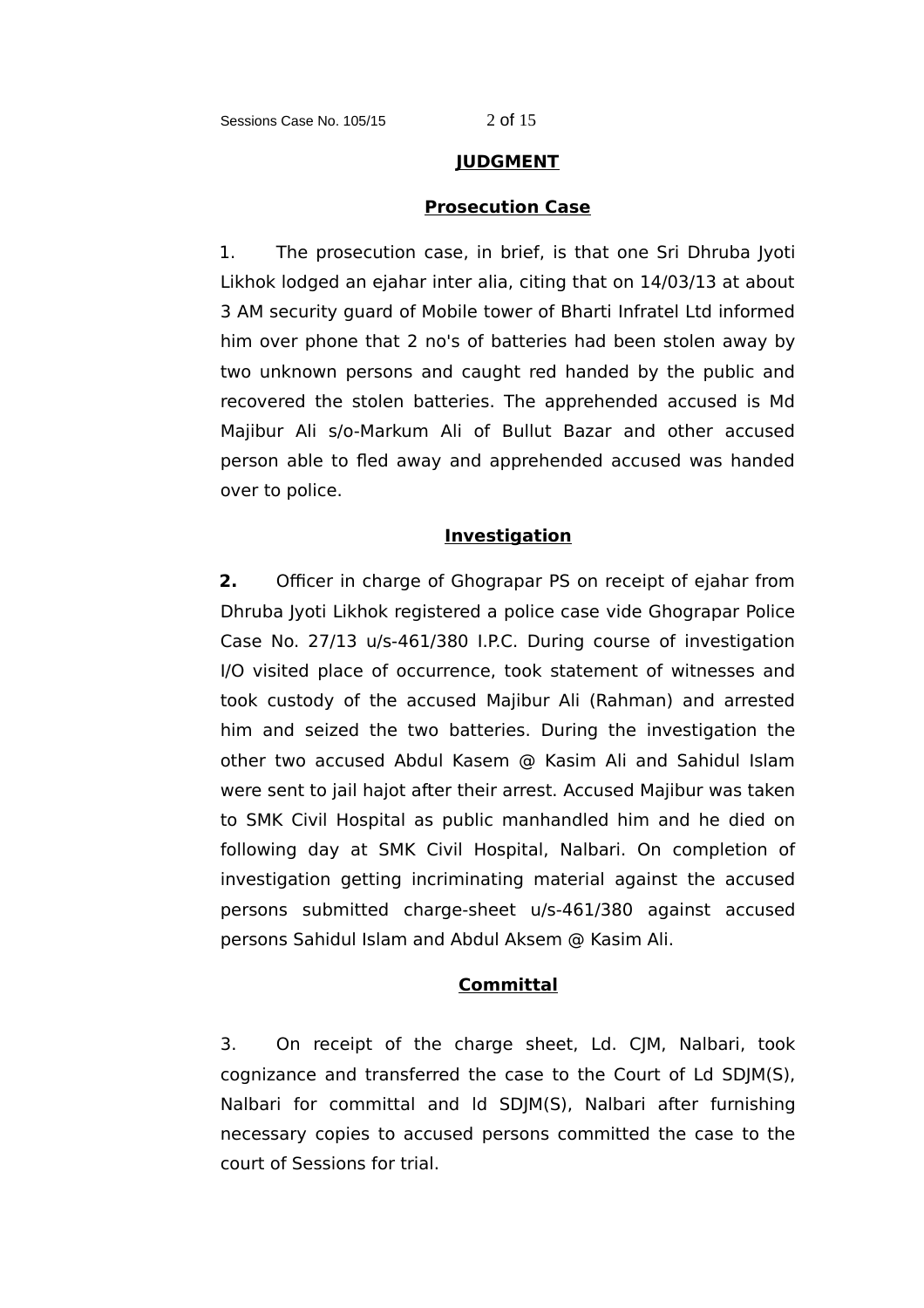## JUDGMENT

### Prosecution Case

1. The prosecution case, in brief, is that one Sri Dhruba Jyoti Likhok lodged an ejahar inter alia, citing that on 14/03/13 at about 3 AM security guard of Mobile tower of Bharti Infratel Ltd informed him over phone that 2 no's of batteries had been stolen away by two unknown persons and caught red handed by the public and recovered the stolen batteries. The apprehended accused is Md Majibur Ali s/o-Markum Ali of Bullut Bazar and other accused person able to fled away and apprehended accused was handed over to police.

### Investigation

**2.** Officer in charge of Ghograpar PS on receipt of ejahar from Dhruba Jyoti Likhok registered a police case vide Ghograpar Police Case No. 27/13 u/s-461/380 I.P.C. During course of investigation I/O visited place of occurrence, took statement of witnesses and took custody of the accused Majibur Ali (Rahman) and arrested him and seized the two batteries. During the investigation the other two accused Abdul Kasem @ Kasim Ali and Sahidul Islam were sent to jail hajot after their arrest. Accused Majibur was taken to SMK Civil Hospital as public manhandled him and he died on following day at SMK Civil Hospital, Nalbari. On completion of investigation getting incriminating material against the accused persons submitted charge-sheet u/s-461/380 against accused persons Sahidul Islam and Abdul Aksem @ Kasim Ali.

### Committal

3. On receipt of the charge sheet, Ld. CJM, Nalbari, took cognizance and transferred the case to the Court of Ld SDJM(S), Nalbari for committal and ld SDJM(S), Nalbari after furnishing necessary copies to accused persons committed the case to the court of Sessions for trial.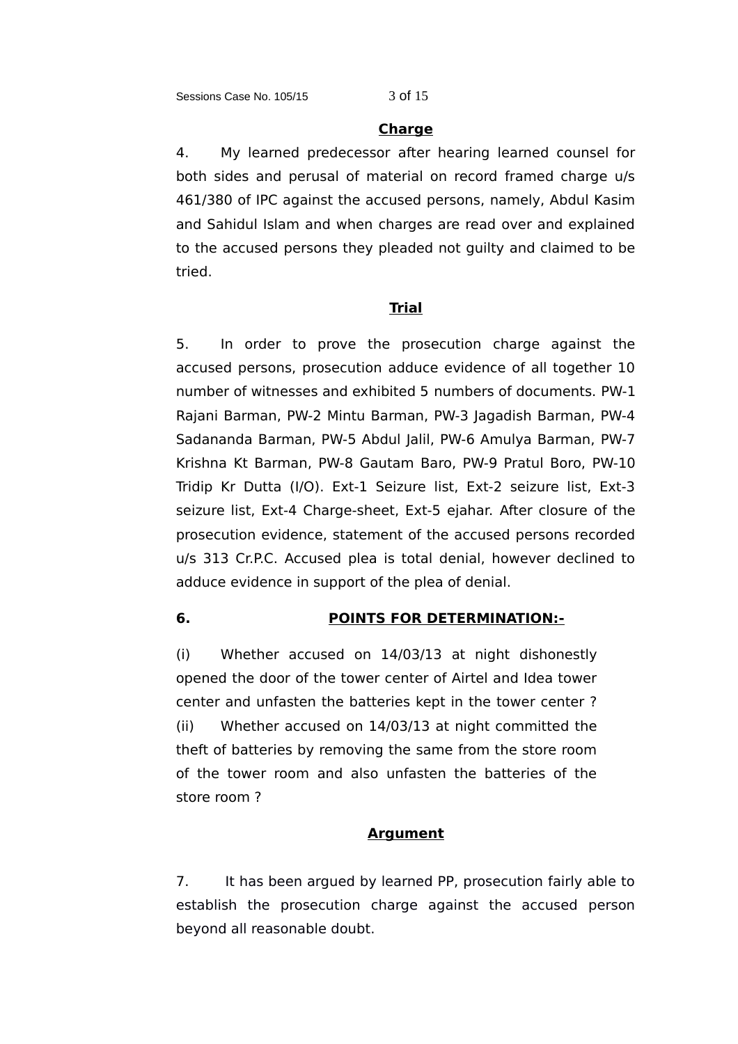## Charge

4. My learned predecessor after hearing learned counsel for both sides and perusal of material on record framed charge u/s 461/380 of IPC against the accused persons, namely, Abdul Kasim and Sahidul Islam and when charges are read over and explained to the accused persons they pleaded not guilty and claimed to be tried.

## Trial

5. In order to prove the prosecution charge against the accused persons, prosecution adduce evidence of all together 10 number of witnesses and exhibited 5 numbers of documents. PW-1 Rajani Barman, PW-2 Mintu Barman, PW-3 Jagadish Barman, PW-4 Sadananda Barman, PW-5 Abdul Jalil, PW-6 Amulya Barman, PW-7 Krishna Kt Barman, PW-8 Gautam Baro, PW-9 Pratul Boro, PW-10 Tridip Kr Dutta (I/O). Ext-1 Seizure list, Ext-2 seizure list, Ext-3 seizure list, Ext-4 Charge-sheet, Ext-5 ejahar. After closure of the prosecution evidence, statement of the accused persons recorded u/s 313 Cr.P.C. Accused plea is total denial, however declined to adduce evidence in support of the plea of denial.

## 6. POINTS FOR DETERMINATION:-

(i) Whether accused on 14/03/13 at night dishonestly opened the door of the tower center of Airtel and Idea tower center and unfasten the batteries kept in the tower center ?

(ii) Whether accused on 14/03/13 at night committed the theft of batteries by removing the same from the store room of the tower room and also unfasten the batteries of the store room ?

## Argument

7. It has been argued by learned PP, prosecution fairly able to establish the prosecution charge against the accused person beyond all reasonable doubt.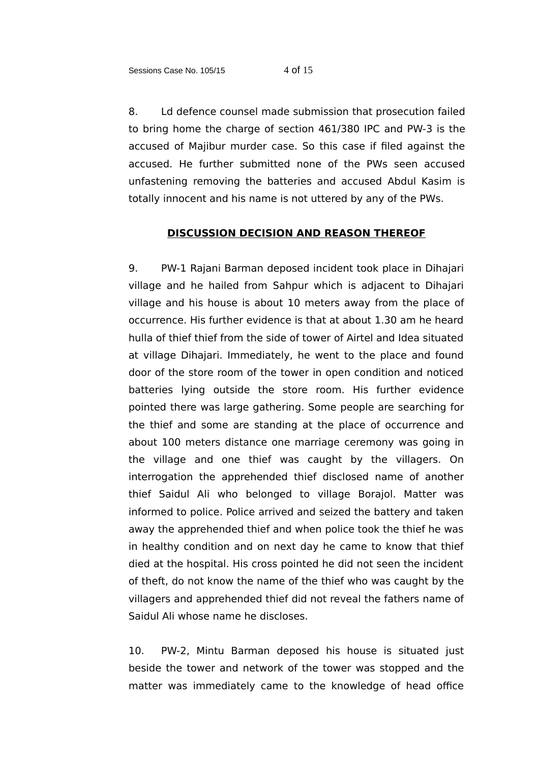8. Ld defence counsel made submission that prosecution failed to bring home the charge of section 461/380 IPC and PW-3 is the accused of Majibur murder case. So this case if filed against the accused. He further submitted none of the PWs seen accused unfastening removing the batteries and accused Abdul Kasim is totally innocent and his name is not uttered by any of the PWs.

## DISCUSSION DECISION AND REASON THEREOF

9. PW-1 Rajani Barman deposed incident took place in Dihajari village and he hailed from Sahpur which is adjacent to Dihajari village and his house is about 10 meters away from the place of occurrence. His further evidence is that at about 1.30 am he heard hulla of thief thief from the side of tower of Airtel and Idea situated at village Dihajari. Immediately, he went to the place and found door of the store room of the tower in open condition and noticed batteries lying outside the store room. His further evidence pointed there was large gathering. Some people are searching for the thief and some are standing at the place of occurrence and about 100 meters distance one marriage ceremony was going in the village and one thief was caught by the villagers. On interrogation the apprehended thief disclosed name of another thief Saidul Ali who belonged to village Borajol. Matter was informed to police. Police arrived and seized the battery and taken away the apprehended thief and when police took the thief he was in healthy condition and on next day he came to know that thief died at the hospital. His cross pointed he did not seen the incident of theft, do not know the name of the thief who was caught by the villagers and apprehended thief did not reveal the fathers name of Saidul Ali whose name he discloses.

10. PW-2, Mintu Barman deposed his house is situated just beside the tower and network of the tower was stopped and the matter was immediately came to the knowledge of head office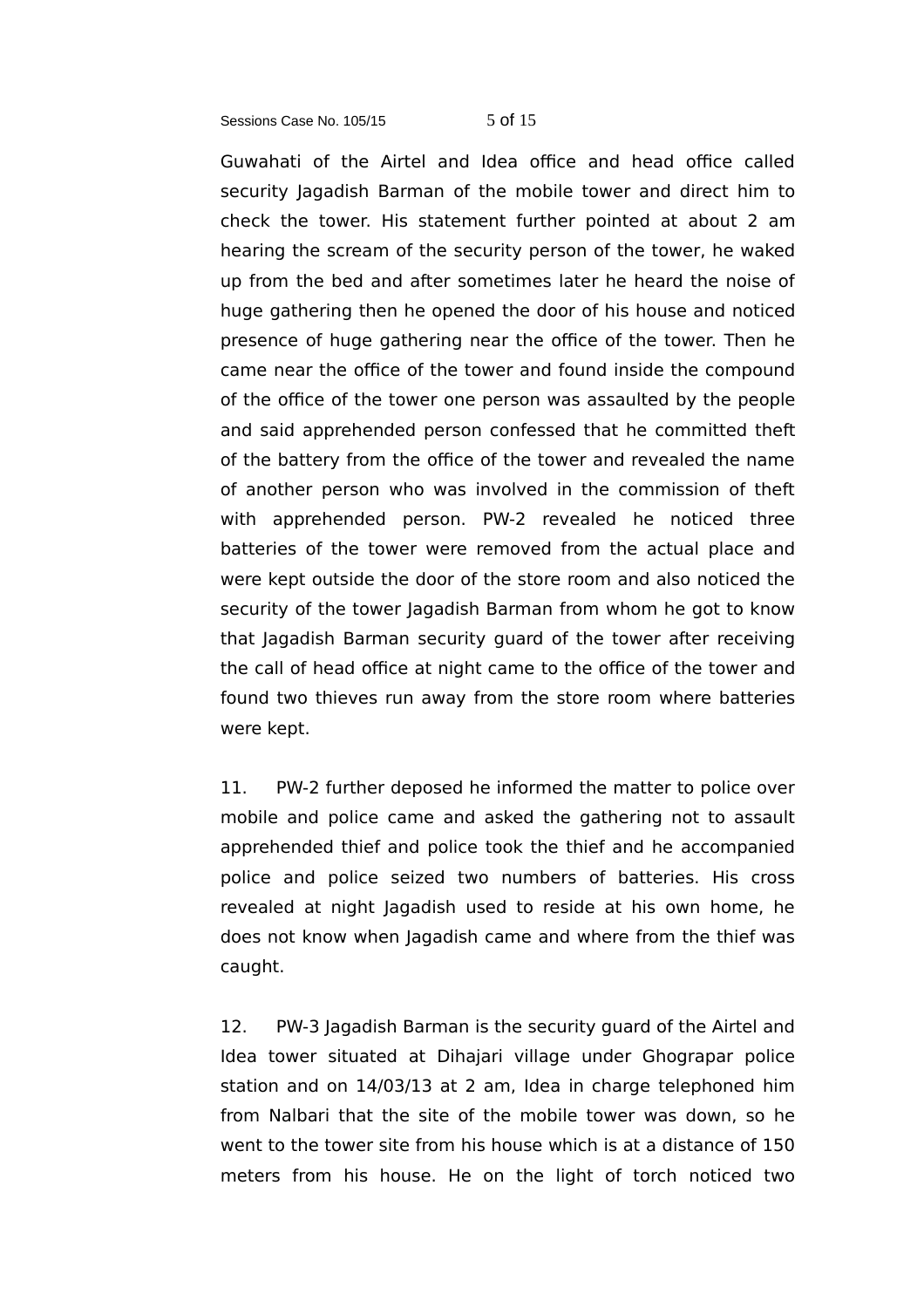Guwahati of the Airtel and Idea office and head office called security Jagadish Barman of the mobile tower and direct him to check the tower. His statement further pointed at about 2 am hearing the scream of the security person of the tower, he waked up from the bed and after sometimes later he heard the noise of huge gathering then he opened the door of his house and noticed presence of huge gathering near the office of the tower. Then he came near the office of the tower and found inside the compound of the office of the tower one person was assaulted by the people and said apprehended person confessed that he committed theft of the battery from the office of the tower and revealed the name of another person who was involved in the commission of theft with apprehended person. PW-2 revealed he noticed three batteries of the tower were removed from the actual place and were kept outside the door of the store room and also noticed the security of the tower Jagadish Barman from whom he got to know that Jagadish Barman security guard of the tower after receiving the call of head office at night came to the office of the tower and found two thieves run away from the store room where batteries were kept.

11. PW-2 further deposed he informed the matter to police over mobile and police came and asked the gathering not to assault apprehended thief and police took the thief and he accompanied police and police seized two numbers of batteries. His cross revealed at night Jagadish used to reside at his own home, he does not know when Jagadish came and where from the thief was caught.

12. PW-3 Jagadish Barman is the security guard of the Airtel and Idea tower situated at Dihajari village under Ghograpar police station and on 14/03/13 at 2 am, Idea in charge telephoned him from Nalbari that the site of the mobile tower was down, so he went to the tower site from his house which is at a distance of 150 meters from his house. He on the light of torch noticed two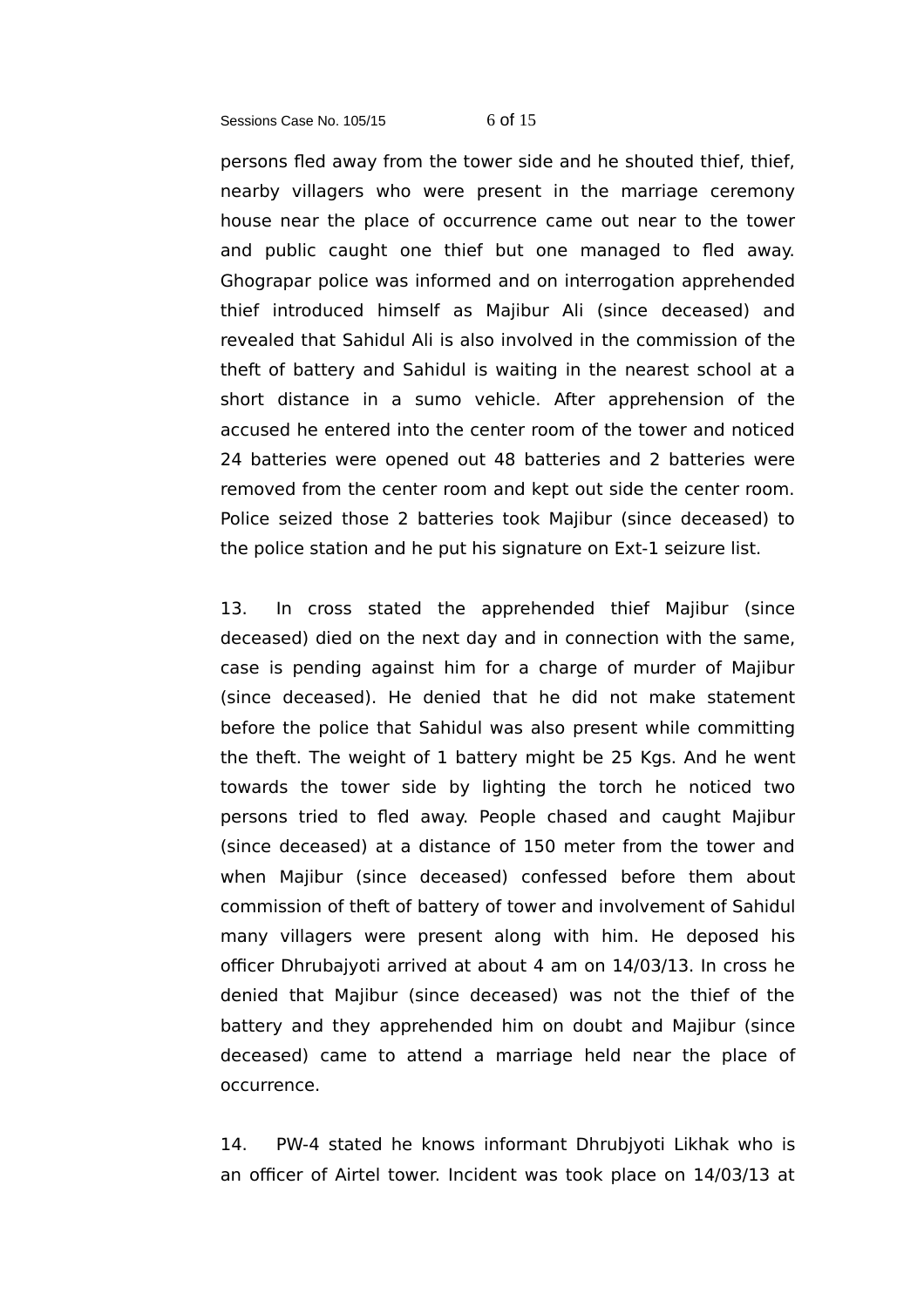persons fled away from the tower side and he shouted thief, thief, nearby villagers who were present in the marriage ceremony house near the place of occurrence came out near to the tower and public caught one thief but one managed to fled away. Ghograpar police was informed and on interrogation apprehended thief introduced himself as Majibur Ali (since deceased) and revealed that Sahidul Ali is also involved in the commission of the theft of battery and Sahidul is waiting in the nearest school at a short distance in a sumo vehicle. After apprehension of the accused he entered into the center room of the tower and noticed 24 batteries were opened out 48 batteries and 2 batteries were removed from the center room and kept out side the center room. Police seized those 2 batteries took Majibur (since deceased) to the police station and he put his signature on Ext-1 seizure list.

13. In cross stated the apprehended thief Majibur (since deceased) died on the next day and in connection with the same, case is pending against him for a charge of murder of Majibur (since deceased). He denied that he did not make statement before the police that Sahidul was also present while committing the theft. The weight of 1 battery might be 25 Kgs. And he went towards the tower side by lighting the torch he noticed two persons tried to fled away. People chased and caught Majibur (since deceased) at a distance of 150 meter from the tower and when Majibur (since deceased) confessed before them about commission of theft of battery of tower and involvement of Sahidul many villagers were present along with him. He deposed his officer Dhrubajyoti arrived at about 4 am on 14/03/13. In cross he denied that Majibur (since deceased) was not the thief of the battery and they apprehended him on doubt and Majibur (since deceased) came to attend a marriage held near the place of occurrence.

14. PW-4 stated he knows informant Dhrubjyoti Likhak who is an officer of Airtel tower. Incident was took place on 14/03/13 at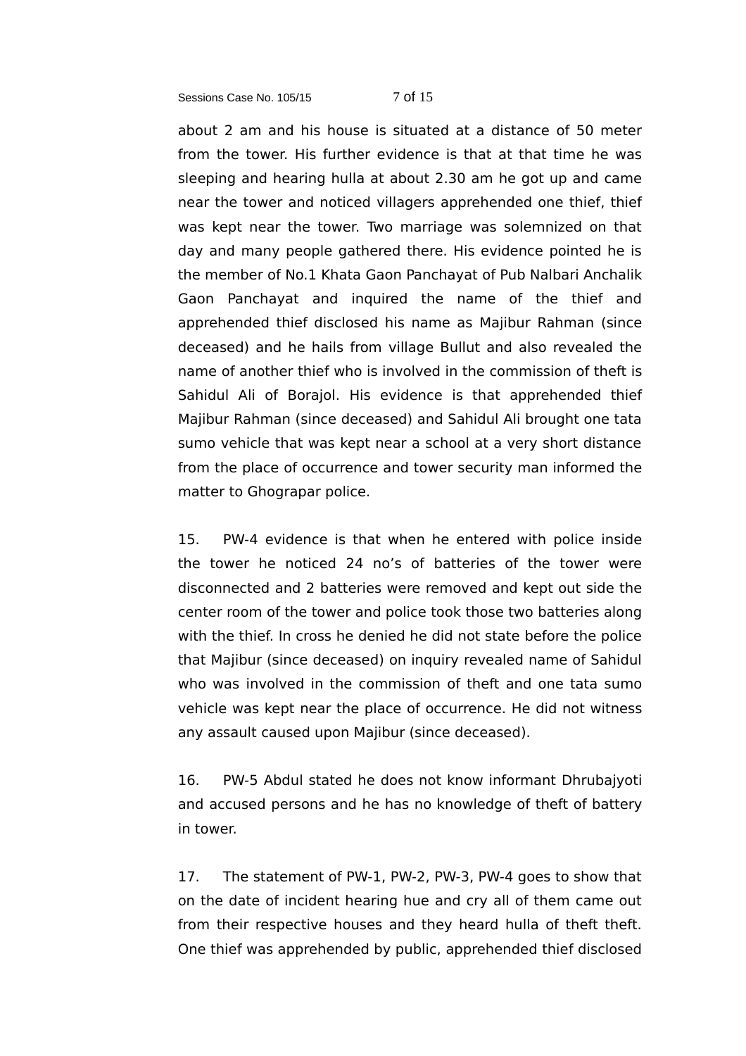about 2 am and his house is situated at a distance of 50 meter from the tower. His further evidence is that at that time he was sleeping and hearing hulla at about 2.30 am he got up and came near the tower and noticed villagers apprehended one thief, thief was kept near the tower. Two marriage was solemnized on that day and many people gathered there. His evidence pointed he is the member of No.1 Khata Gaon Panchayat of Pub Nalbari Anchalik Gaon Panchayat and inquired the name of the thief and apprehended thief disclosed his name as Majibur Rahman (since deceased) and he hails from village Bullut and also revealed the name of another thief who is involved in the commission of theft is Sahidul Ali of Borajol. His evidence is that apprehended thief Majibur Rahman (since deceased) and Sahidul Ali brought one tata sumo vehicle that was kept near a school at a very short distance from the place of occurrence and tower security man informed the matter to Ghograpar police.

15. PW-4 evidence is that when he entered with police inside the tower he noticed 24 no's of batteries of the tower were disconnected and 2 batteries were removed and kept out side the center room of the tower and police took those two batteries along with the thief. In cross he denied he did not state before the police that Majibur (since deceased) on inquiry revealed name of Sahidul who was involved in the commission of theft and one tata sumo vehicle was kept near the place of occurrence. He did not witness any assault caused upon Majibur (since deceased).

16. PW-5 Abdul stated he does not know informant Dhrubajyoti and accused persons and he has no knowledge of theft of battery in tower.

17. The statement of PW-1, PW-2, PW-3, PW-4 goes to show that on the date of incident hearing hue and cry all of them came out from their respective houses and they heard hulla of theft theft. One thief was apprehended by public, apprehended thief disclosed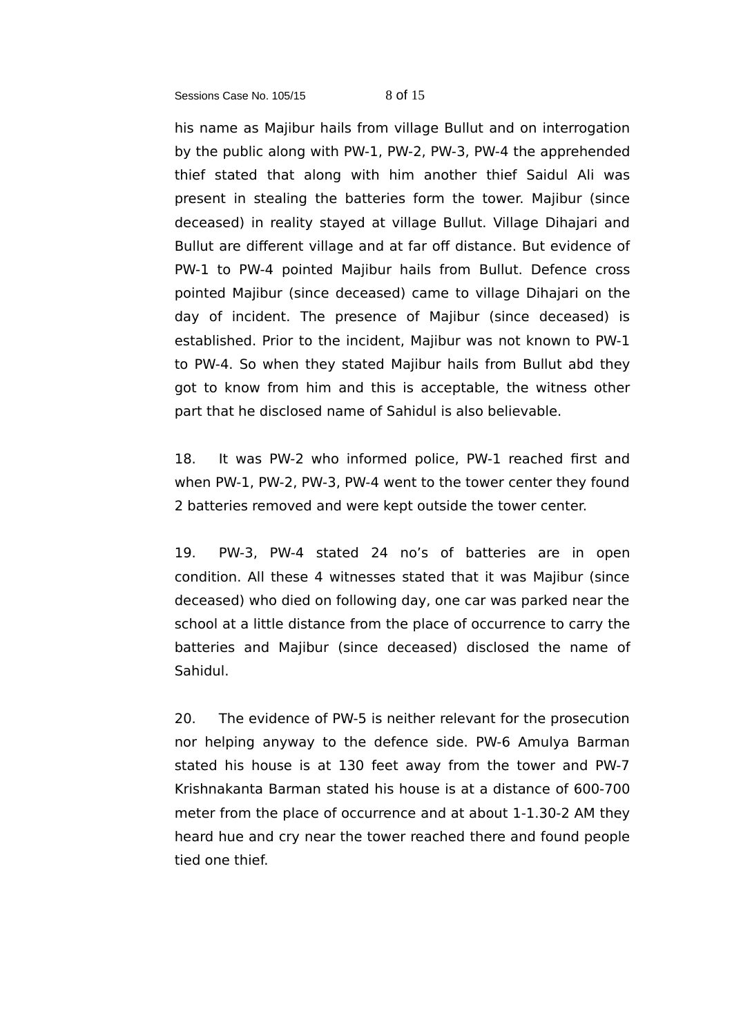his name as Majibur hails from village Bullut and on interrogation by the public along with PW-1, PW-2, PW-3, PW-4 the apprehended thief stated that along with him another thief Saidul Ali was present in stealing the batteries form the tower. Majibur (since deceased) in reality stayed at village Bullut. Village Dihajari and Bullut are different village and at far off distance. But evidence of PW-1 to PW-4 pointed Majibur hails from Bullut. Defence cross pointed Majibur (since deceased) came to village Dihajari on the day of incident. The presence of Majibur (since deceased) is established. Prior to the incident, Majibur was not known to PW-1 to PW-4. So when they stated Majibur hails from Bullut abd they got to know from him and this is acceptable, the witness other part that he disclosed name of Sahidul is also believable.

18. It was PW-2 who informed police, PW-1 reached first and when PW-1, PW-2, PW-3, PW-4 went to the tower center they found 2 batteries removed and were kept outside the tower center.

19. PW-3, PW-4 stated 24 no's of batteries are in open condition. All these 4 witnesses stated that it was Majibur (since deceased) who died on following day, one car was parked near the school at a little distance from the place of occurrence to carry the batteries and Majibur (since deceased) disclosed the name of Sahidul.

20. The evidence of PW-5 is neither relevant for the prosecution nor helping anyway to the defence side. PW-6 Amulya Barman stated his house is at 130 feet away from the tower and PW-7 Krishnakanta Barman stated his house is at a distance of 600-700 meter from the place of occurrence and at about 1-1.30-2 AM they heard hue and cry near the tower reached there and found people tied one thief.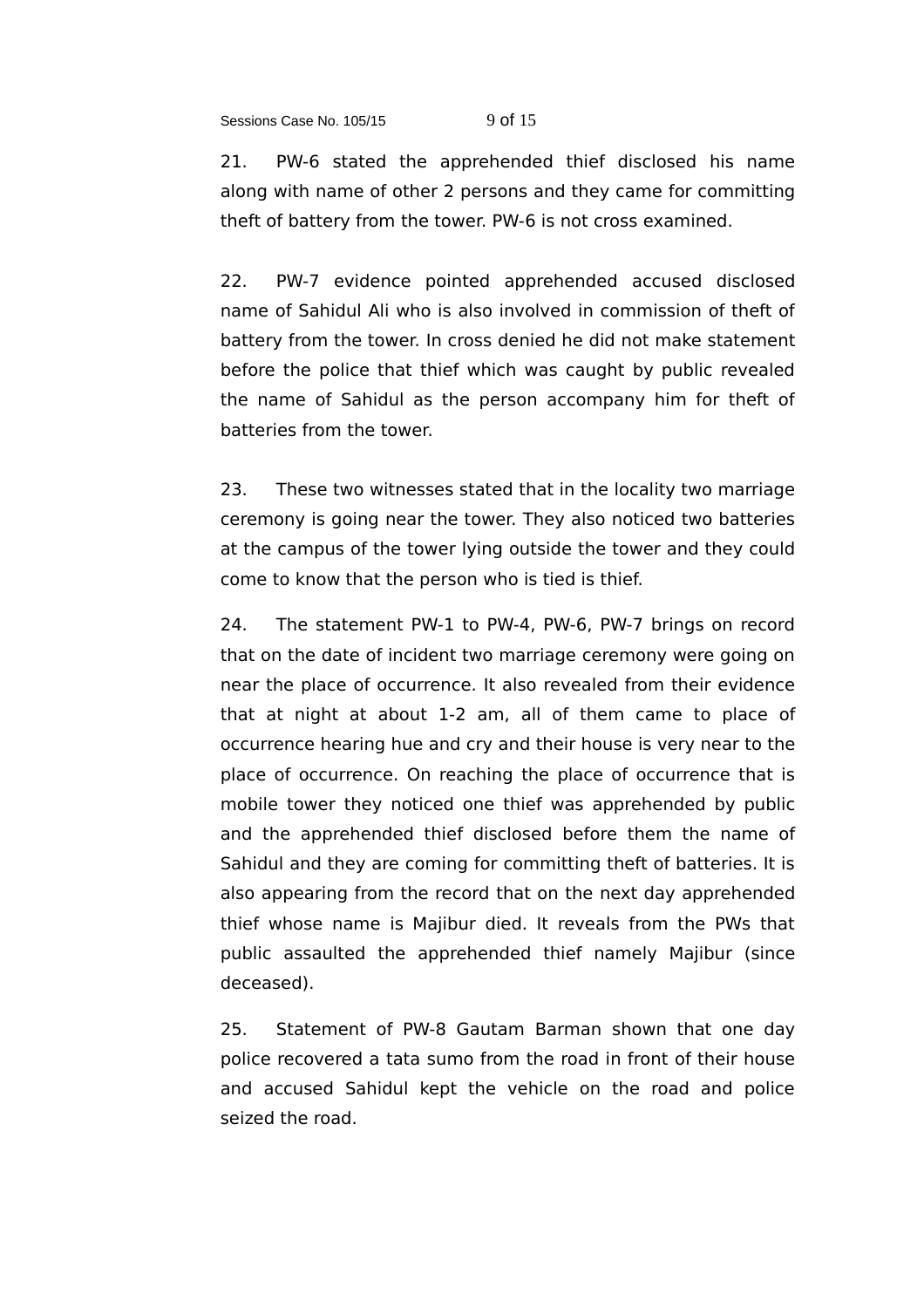21. PW-6 stated the apprehended thief disclosed his name along with name of other 2 persons and they came for committing theft of battery from the tower. PW-6 is not cross examined.

22. PW-7 evidence pointed apprehended accused disclosed name of Sahidul Ali who is also involved in commission of theft of battery from the tower. In cross denied he did not make statement before the police that thief which was caught by public revealed the name of Sahidul as the person accompany him for theft of batteries from the tower.

23. These two witnesses stated that in the locality two marriage ceremony is going near the tower. They also noticed two batteries at the campus of the tower lying outside the tower and they could come to know that the person who is tied is thief.

24. The statement PW-1 to PW-4, PW-6, PW-7 brings on record that on the date of incident two marriage ceremony were going on near the place of occurrence. It also revealed from their evidence that at night at about 1-2 am, all of them came to place of occurrence hearing hue and cry and their house is very near to the place of occurrence. On reaching the place of occurrence that is mobile tower they noticed one thief was apprehended by public and the apprehended thief disclosed before them the name of Sahidul and they are coming for committing theft of batteries. It is also appearing from the record that on the next day apprehended thief whose name is Majibur died. It reveals from the PWs that public assaulted the apprehended thief namely Majibur (since deceased).

25. Statement of PW-8 Gautam Barman shown that one day police recovered a tata sumo from the road in front of their house and accused Sahidul kept the vehicle on the road and police seized the road.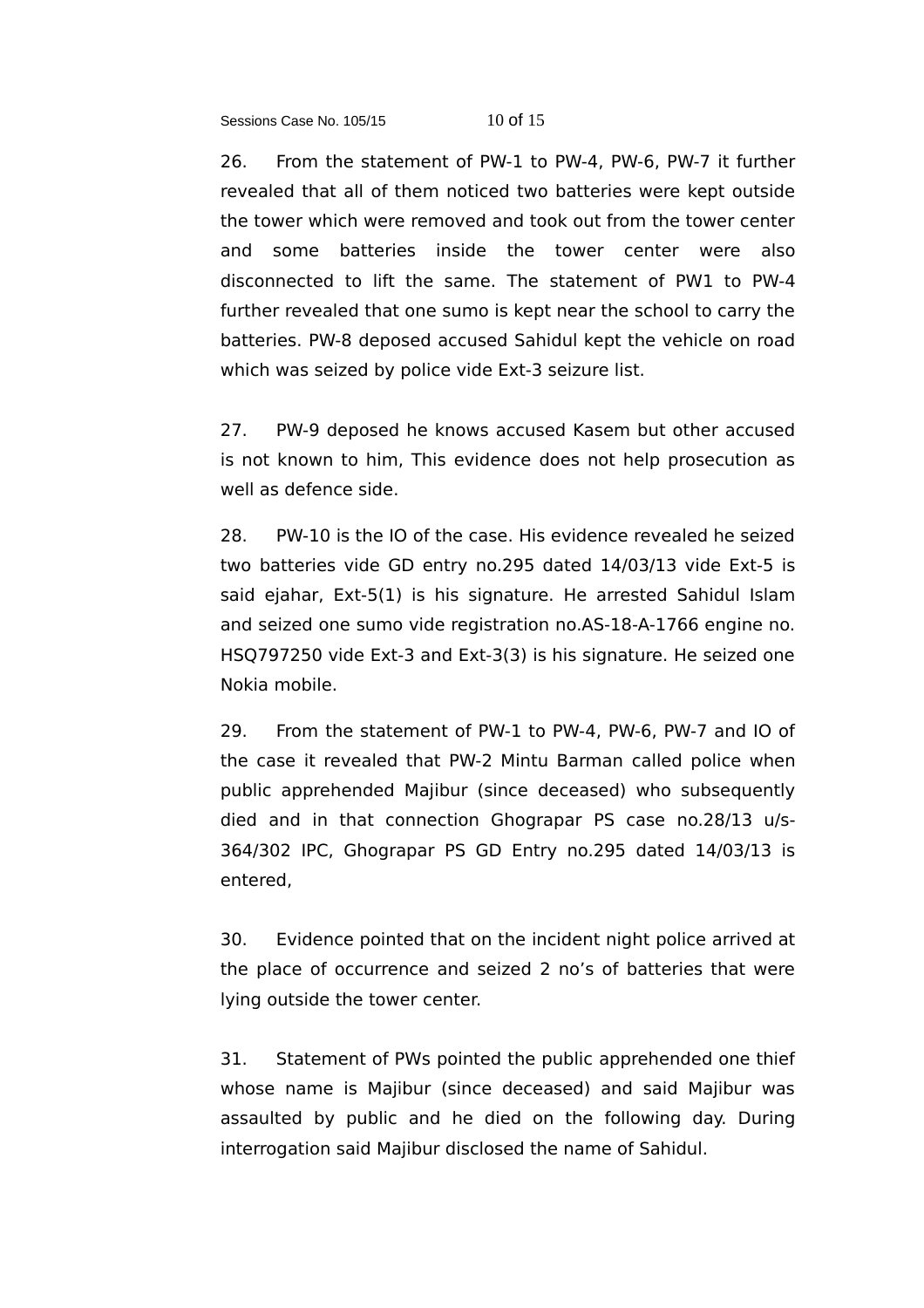26. From the statement of PW-1 to PW-4, PW-6, PW-7 it further revealed that all of them noticed two batteries were kept outside the tower which were removed and took out from the tower center and some batteries inside the tower center were also disconnected to lift the same. The statement of PW1 to PW-4 further revealed that one sumo is kept near the school to carry the batteries. PW-8 deposed accused Sahidul kept the vehicle on road which was seized by police vide Ext-3 seizure list.

27. PW-9 deposed he knows accused Kasem but other accused is not known to him, This evidence does not help prosecution as well as defence side.

28. PW-10 is the IO of the case. His evidence revealed he seized two batteries vide GD entry no.295 dated 14/03/13 vide Ext-5 is said ejahar, Ext-5(1) is his signature. He arrested Sahidul Islam and seized one sumo vide registration no.AS-18-A-1766 engine no. HSQ797250 vide Ext-3 and Ext-3(3) is his signature. He seized one Nokia mobile.

29. From the statement of PW-1 to PW-4, PW-6, PW-7 and IO of the case it revealed that PW-2 Mintu Barman called police when public apprehended Majibur (since deceased) who subsequently died and in that connection Ghograpar PS case no.28/13 u/s-364/302 IPC, Ghograpar PS GD Entry no.295 dated 14/03/13 is entered,

30. Evidence pointed that on the incident night police arrived at the place of occurrence and seized 2 no's of batteries that were lying outside the tower center.

31. Statement of PWs pointed the public apprehended one thief whose name is Majibur (since deceased) and said Majibur was assaulted by public and he died on the following day. During interrogation said Majibur disclosed the name of Sahidul.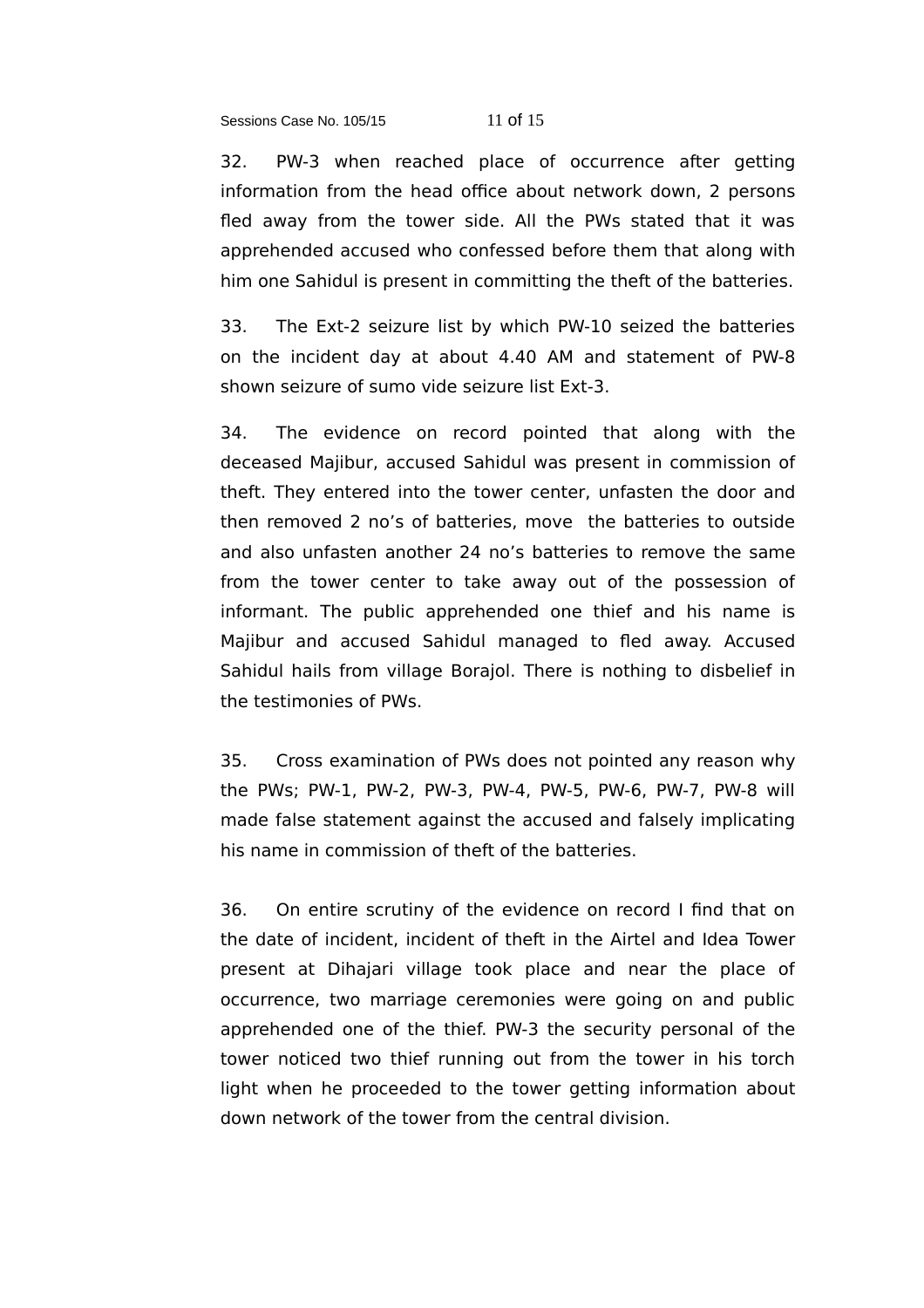32. PW-3 when reached place of occurrence after getting information from the head office about network down, 2 persons fled away from the tower side. All the PWs stated that it was apprehended accused who confessed before them that along with him one Sahidul is present in committing the theft of the batteries.

33. The Ext-2 seizure list by which PW-10 seized the batteries on the incident day at about 4.40 AM and statement of PW-8 shown seizure of sumo vide seizure list Ext-3.

34. The evidence on record pointed that along with the deceased Majibur, accused Sahidul was present in commission of theft. They entered into the tower center, unfasten the door and then removed 2 no's of batteries, move the batteries to outside and also unfasten another 24 no's batteries to remove the same from the tower center to take away out of the possession of informant. The public apprehended one thief and his name is Majibur and accused Sahidul managed to fled away. Accused Sahidul hails from village Borajol. There is nothing to disbelief in the testimonies of PWs.

35. Cross examination of PWs does not pointed any reason why the PWs; PW-1, PW-2, PW-3, PW-4, PW-5, PW-6, PW-7, PW-8 will made false statement against the accused and falsely implicating his name in commission of theft of the batteries.

36. On entire scrutiny of the evidence on record I find that on the date of incident, incident of theft in the Airtel and Idea Tower present at Dihajari village took place and near the place of occurrence, two marriage ceremonies were going on and public apprehended one of the thief. PW-3 the security personal of the tower noticed two thief running out from the tower in his torch light when he proceeded to the tower getting information about down network of the tower from the central division.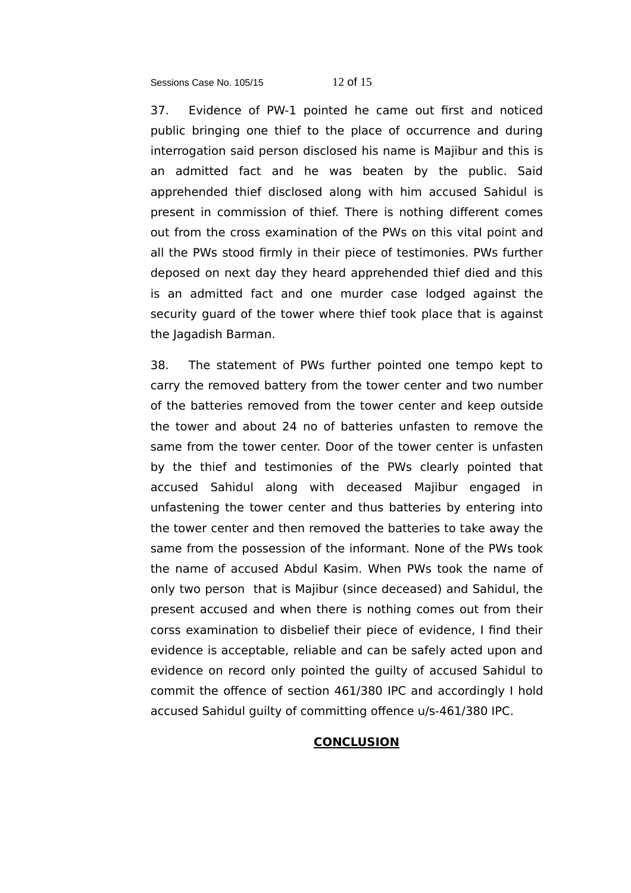37. Evidence of PW-1 pointed he came out first and noticed public bringing one thief to the place of occurrence and during interrogation said person disclosed his name is Majibur and this is an admitted fact and he was beaten by the public. Said apprehended thief disclosed along with him accused Sahidul is present in commission of thief. There is nothing different comes out from the cross examination of the PWs on this vital point and all the PWs stood firmly in their piece of testimonies. PWs further deposed on next day they heard apprehended thief died and this is an admitted fact and one murder case lodged against the security guard of the tower where thief took place that is against the Jagadish Barman.

38. The statement of PWs further pointed one tempo kept to carry the removed battery from the tower center and two number of the batteries removed from the tower center and keep outside the tower and about 24 no of batteries unfasten to remove the same from the tower center. Door of the tower center is unfasten by the thief and testimonies of the PWs clearly pointed that accused Sahidul along with deceased Majibur engaged in unfastening the tower center and thus batteries by entering into the tower center and then removed the batteries to take away the same from the possession of the informant. None of the PWs took the name of accused Abdul Kasim. When PWs took the name of only two person that is Majibur (since deceased) and Sahidul, the present accused and when there is nothing comes out from their corss examination to disbelief their piece of evidence, I find their evidence is acceptable, reliable and can be safely acted upon and evidence on record only pointed the guilty of accused Sahidul to commit the offence of section 461/380 IPC and accordingly I hold accused Sahidul guilty of committing offence u/s-461/380 IPC.

## **CONCLUSION**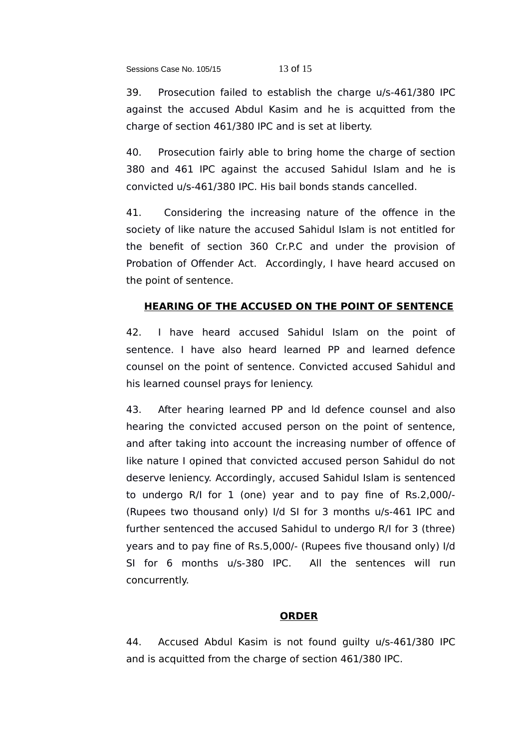39. Prosecution failed to establish the charge u/s-461/380 IPC against the accused Abdul Kasim and he is acquitted from the charge of section 461/380 IPC and is set at liberty.

40. Prosecution fairly able to bring home the charge of section 380 and 461 IPC against the accused Sahidul Islam and he is convicted u/s-461/380 IPC. His bail bonds stands cancelled.

41. Considering the increasing nature of the offence in the society of like nature the accused Sahidul Islam is not entitled for the benefit of section 360 Cr.P.C and under the provision of Probation of Offender Act. Accordingly, I have heard accused on the point of sentence.

## HEARING OF THE ACCUSED ON THE POINT OF SENTENCE

42. I have heard accused Sahidul Islam on the point of sentence. I have also heard learned PP and learned defence counsel on the point of sentence. Convicted accused Sahidul and his learned counsel prays for leniency.

43. After hearing learned PP and ld defence counsel and also hearing the convicted accused person on the point of sentence, and after taking into account the increasing number of offence of like nature I opined that convicted accused person Sahidul do not deserve leniency. Accordingly, accused Sahidul Islam is sentenced to undergo R/I for 1 (one) year and to pay fine of Rs.2,000/- (Rupees two thousand only) I/d SI for 3 months u/s-461 IPC and further sentenced the accused Sahidul to undergo R/I for 3 (three) years and to pay fine of Rs.5,000/- (Rupees five thousand only) I/d SI for 6 months u/s-380 IPC. All the sentences will run concurrently.

## ORDER

44. Accused Abdul Kasim is not found guilty u/s-461/380 IPC and is acquitted from the charge of section 461/380 IPC.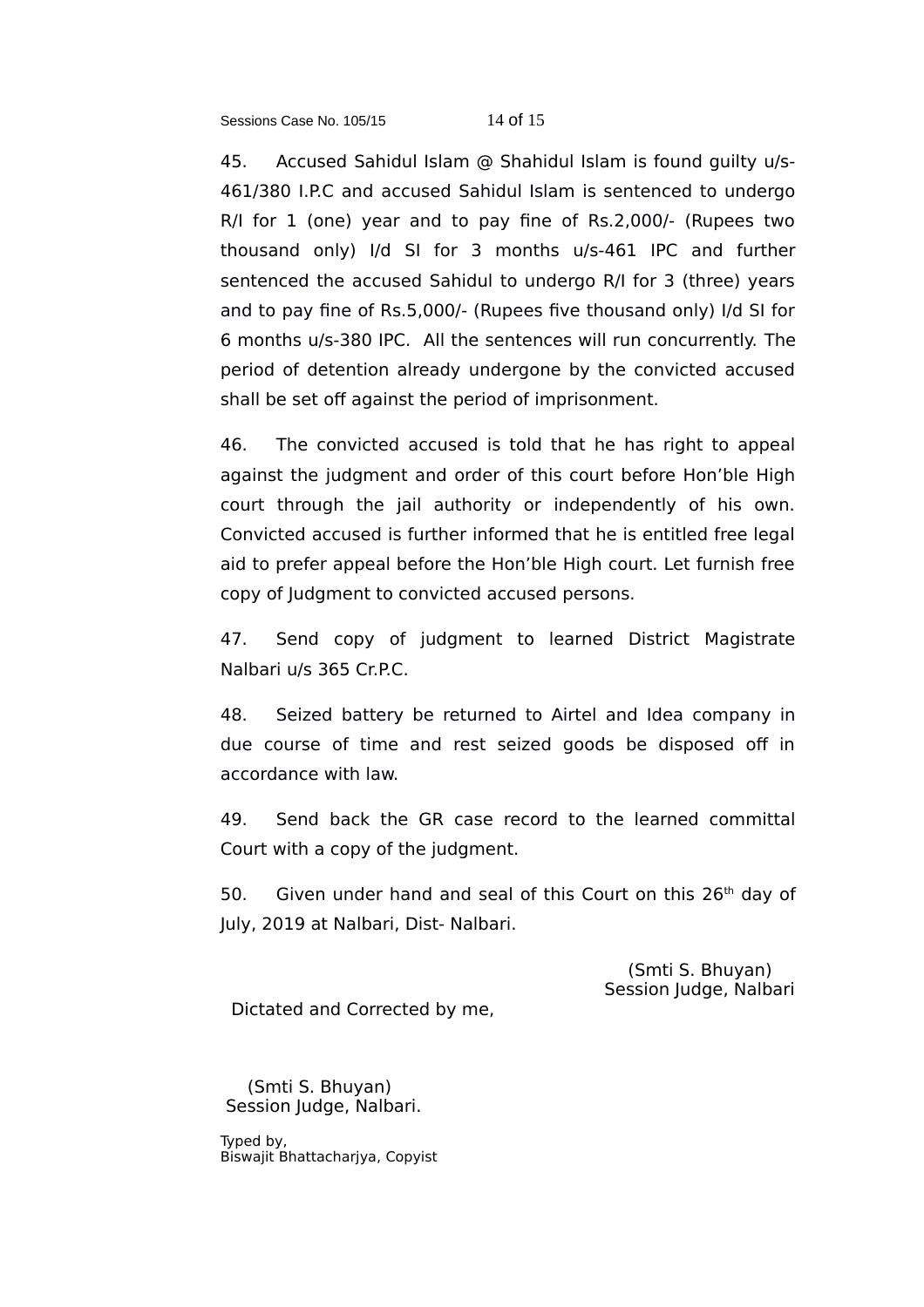45. Accused Sahidul Islam @ Shahidul Islam is found guilty u/s-461/380 I.P.C and accused Sahidul Islam is sentenced to undergo R/I for 1 (one) year and to pay fine of Rs.2,000/- (Rupees two thousand only) I/d SI for 3 months u/s-461 IPC and further sentenced the accused Sahidul to undergo R/I for 3 (three) years and to pay fine of Rs.5,000/- (Rupees five thousand only) I/d SI for 6 months u/s-380 IPC. All the sentences will run concurrently. The period of detention already undergone by the convicted accused shall be set off against the period of imprisonment.

46. The convicted accused is told that he has right to appeal against the judgment and order of this court before Hon'ble High court through the jail authority or independently of his own. Convicted accused is further informed that he is entitled free legal aid to prefer appeal before the Hon'ble High court. Let furnish free copy of Judgment to convicted accused persons.

47. Send copy of judgment to learned District Magistrate Nalbari u/s 365 Cr.P.C.

48. Seized battery be returned to Airtel and Idea company in due course of time and rest seized goods be disposed off in accordance with law.

49. Send back the GR case record to the learned committal Court with a copy of the judgment.

50. Given under hand and seal of this Court on this 26th day of July, 2019 at Nalbari, Dist- Nalbari.

(Smti S. Bhuyan)
Session Judge, Nalbari

Dictated and Corrected by me,

(Smti S. Bhuyan)
Session Judge, Nalbari.

Typed by,
Biswajit Bhattacharjya, Copyist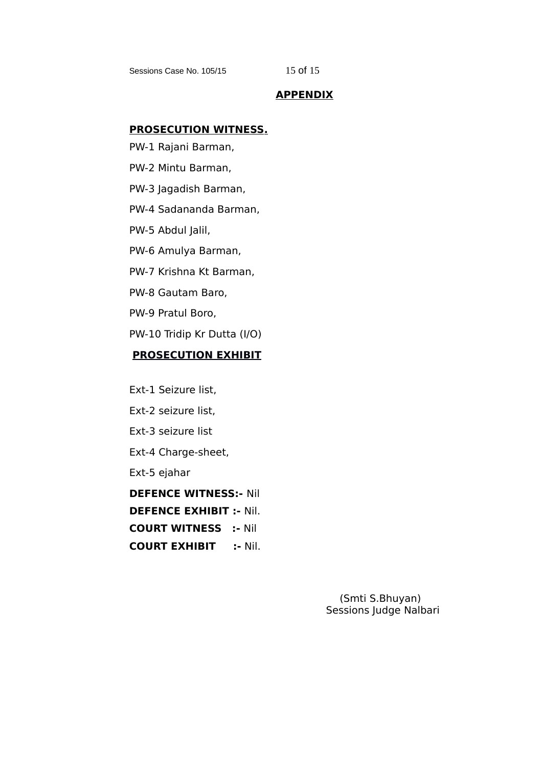## APPENDIX

**PROSECUTION WITNESS.**

PW-1 Rajani Barman,

PW-2 Mintu Barman,

PW-3 Jagadish Barman,

PW-4 Sadananda Barman,

PW-5 Abdul Jalil,

PW-6 Amulya Barman,

PW-7 Krishna Kt Barman,

PW-8 Gautam Baro,

PW-9 Pratul Boro,

PW-10 Tridip Kr Dutta (I/O)

**PROSECUTION EXHIBIT**

Ext-1 Seizure list,

Ext-2 seizure list,

Ext-3 seizure list

Ext-4 Charge-sheet,

Ext-5 ejahar

**DEFENCE WITNESS:-** Nil

**DEFENCE EXHIBIT :-** Nil.

**COURT WITNESS :-** Nil

**COURT EXHIBIT :-** Nil.

(Smti S.Bhuyan)
Sessions Judge Nalbari